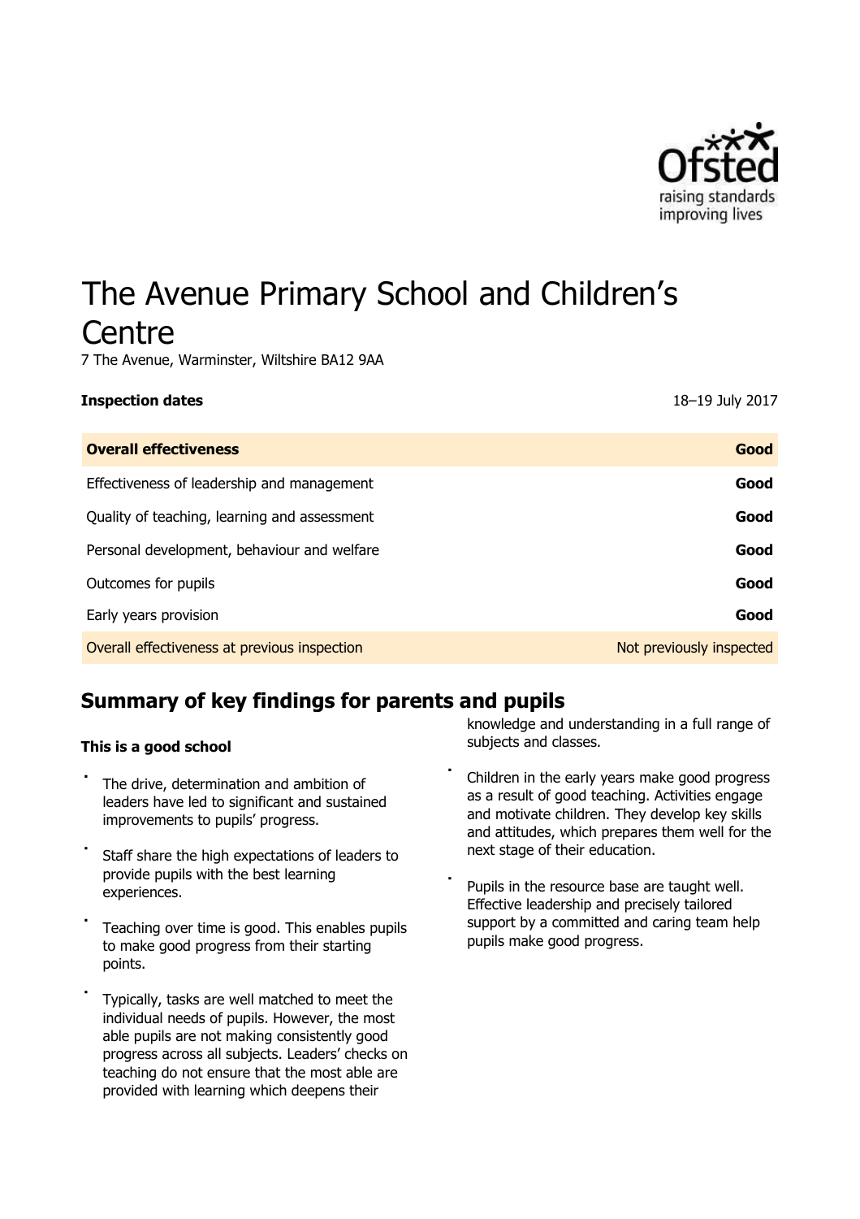# The Avenue Primary School and Children's Centre

7 The Avenue, Warminster, Wiltshire BA12 9AA

| **Inspection dates** | 18–19 July 2017 |
|---|---|
| **Overall effectiveness** | **Good** |
| Effectiveness of leadership and management | **Good** |
| Quality of teaching, learning and assessment | **Good** |
| Personal development, behaviour and welfare | **Good** |
| Outcomes for pupils | **Good** |
| Early years provision | **Good** |
| Overall effectiveness at previous inspection | Not previously inspected |

## Summary of key findings for parents and pupils

**This is a good school**

- The drive, determination and ambition of leaders have led to significant and sustained improvements to pupils' progress.
- Staff share the high expectations of leaders to provide pupils with the best learning experiences.
- Teaching over time is good. This enables pupils to make good progress from their starting points.
- Typically, tasks are well matched to meet the individual needs of pupils. However, the most able pupils are not making consistently good progress across all subjects. Leaders' checks on teaching do not ensure that the most able are provided with learning which deepens their knowledge and understanding in a full range of subjects and classes.
- Children in the early years make good progress as a result of good teaching. Activities engage and motivate children. They develop key skills and attitudes, which prepares them well for the next stage of their education.
- Pupils in the resource base are taught well. Effective leadership and precisely tailored support by a committed and caring team help pupils make good progress.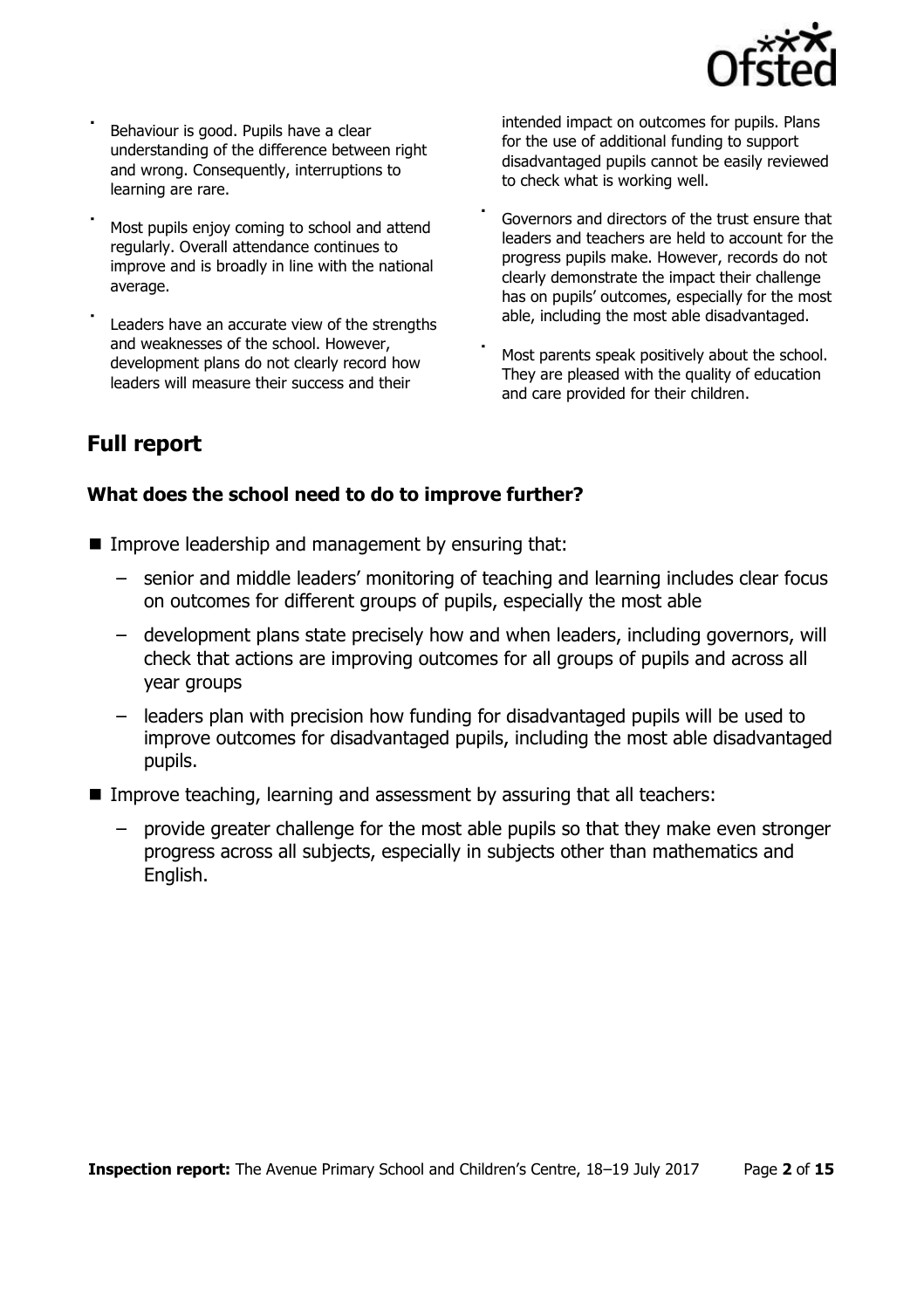- Behaviour is good. Pupils have a clear understanding of the difference between right and wrong. Consequently, interruptions to learning are rare.
- Most pupils enjoy coming to school and attend regularly. Overall attendance continues to improve and is broadly in line with the national average.
- Leaders have an accurate view of the strengths and weaknesses of the school. However, development plans do not clearly record how leaders will measure their success and their intended impact on outcomes for pupils. Plans for the use of additional funding to support disadvantaged pupils cannot be easily reviewed to check what is working well.
- Governors and directors of the trust ensure that leaders and teachers are held to account for the progress pupils make. However, records do not clearly demonstrate the impact their challenge has on pupils' outcomes, especially for the most able, including the most able disadvantaged.
- Most parents speak positively about the school. They are pleased with the quality of education and care provided for their children.

## Full report

### What does the school need to do to improve further?

- Improve leadership and management by ensuring that:
  - senior and middle leaders' monitoring of teaching and learning includes clear focus on outcomes for different groups of pupils, especially the most able
  - development plans state precisely how and when leaders, including governors, will check that actions are improving outcomes for all groups of pupils and across all year groups
  - leaders plan with precision how funding for disadvantaged pupils will be used to improve outcomes for disadvantaged pupils, including the most able disadvantaged pupils.
- Improve teaching, learning and assessment by assuring that all teachers:
  - provide greater challenge for the most able pupils so that they make even stronger progress across all subjects, especially in subjects other than mathematics and English.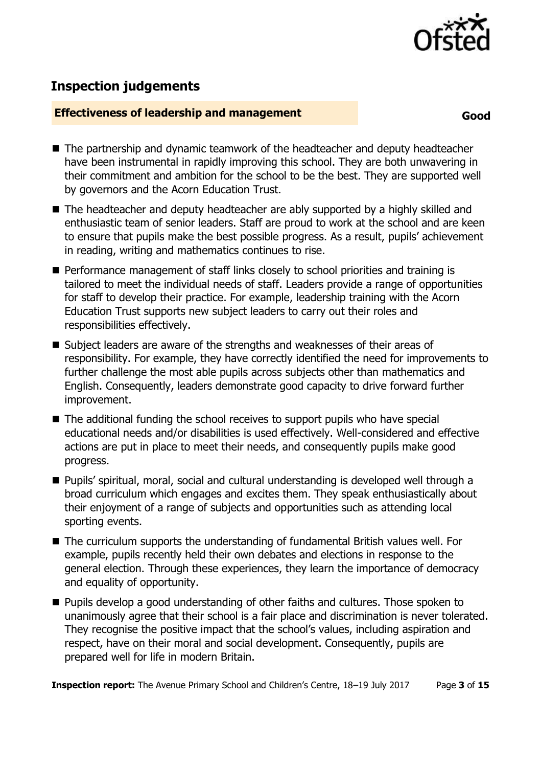## Inspection judgements

### Effectiveness of leadership and management — Good

- The partnership and dynamic teamwork of the headteacher and deputy headteacher have been instrumental in rapidly improving this school. They are both unwavering in their commitment and ambition for the school to be the best. They are supported well by governors and the Acorn Education Trust.
- The headteacher and deputy headteacher are ably supported by a highly skilled and enthusiastic team of senior leaders. Staff are proud to work at the school and are keen to ensure that pupils make the best possible progress. As a result, pupils' achievement in reading, writing and mathematics continues to rise.
- Performance management of staff links closely to school priorities and training is tailored to meet the individual needs of staff. Leaders provide a range of opportunities for staff to develop their practice. For example, leadership training with the Acorn Education Trust supports new subject leaders to carry out their roles and responsibilities effectively.
- Subject leaders are aware of the strengths and weaknesses of their areas of responsibility. For example, they have correctly identified the need for improvements to further challenge the most able pupils across subjects other than mathematics and English. Consequently, leaders demonstrate good capacity to drive forward further improvement.
- The additional funding the school receives to support pupils who have special educational needs and/or disabilities is used effectively. Well-considered and effective actions are put in place to meet their needs, and consequently pupils make good progress.
- Pupils' spiritual, moral, social and cultural understanding is developed well through a broad curriculum which engages and excites them. They speak enthusiastically about their enjoyment of a range of subjects and opportunities such as attending local sporting events.
- The curriculum supports the understanding of fundamental British values well. For example, pupils recently held their own debates and elections in response to the general election. Through these experiences, they learn the importance of democracy and equality of opportunity.
- Pupils develop a good understanding of other faiths and cultures. Those spoken to unanimously agree that their school is a fair place and discrimination is never tolerated. They recognise the positive impact that the school's values, including aspiration and respect, have on their moral and social development. Consequently, pupils are prepared well for life in modern Britain.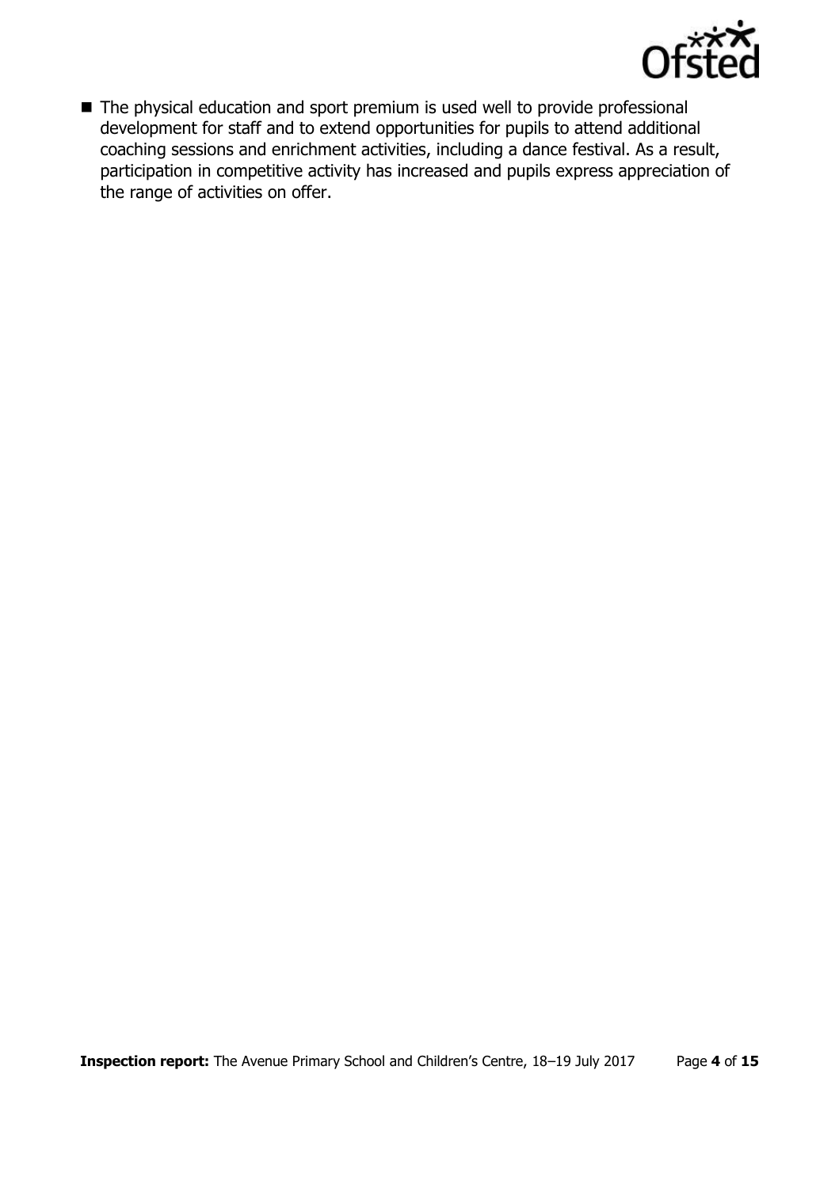- The physical education and sport premium is used well to provide professional development for staff and to extend opportunities for pupils to attend additional coaching sessions and enrichment activities, including a dance festival. As a result, participation in competitive activity has increased and pupils express appreciation of the range of activities on offer.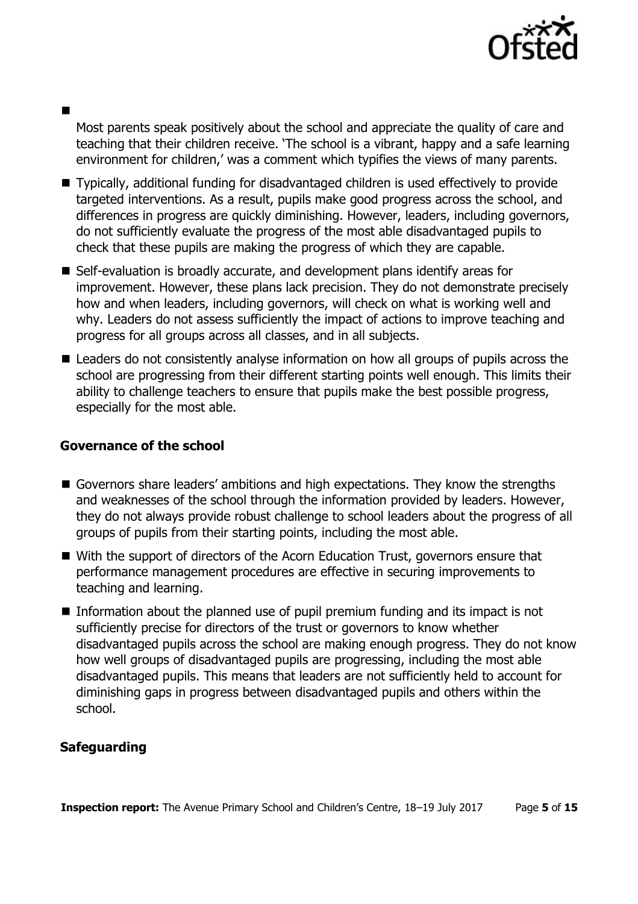- Most parents speak positively about the school and appreciate the quality of care and teaching that their children receive. 'The school is a vibrant, happy and a safe learning environment for children,' was a comment which typifies the views of many parents.
- Typically, additional funding for disadvantaged children is used effectively to provide targeted interventions. As a result, pupils make good progress across the school, and differences in progress are quickly diminishing. However, leaders, including governors, do not sufficiently evaluate the progress of the most able disadvantaged pupils to check that these pupils are making the progress of which they are capable.
- Self-evaluation is broadly accurate, and development plans identify areas for improvement. However, these plans lack precision. They do not demonstrate precisely how and when leaders, including governors, will check on what is working well and why. Leaders do not assess sufficiently the impact of actions to improve teaching and progress for all groups across all classes, and in all subjects.
- Leaders do not consistently analyse information on how all groups of pupils across the school are progressing from their different starting points well enough. This limits their ability to challenge teachers to ensure that pupils make the best possible progress, especially for the most able.

### Governance of the school

- Governors share leaders' ambitions and high expectations. They know the strengths and weaknesses of the school through the information provided by leaders. However, they do not always provide robust challenge to school leaders about the progress of all groups of pupils from their starting points, including the most able.
- With the support of directors of the Acorn Education Trust, governors ensure that performance management procedures are effective in securing improvements to teaching and learning.
- Information about the planned use of pupil premium funding and its impact is not sufficiently precise for directors of the trust or governors to know whether disadvantaged pupils across the school are making enough progress. They do not know how well groups of disadvantaged pupils are progressing, including the most able disadvantaged pupils. This means that leaders are not sufficiently held to account for diminishing gaps in progress between disadvantaged pupils and others within the school.

### Safeguarding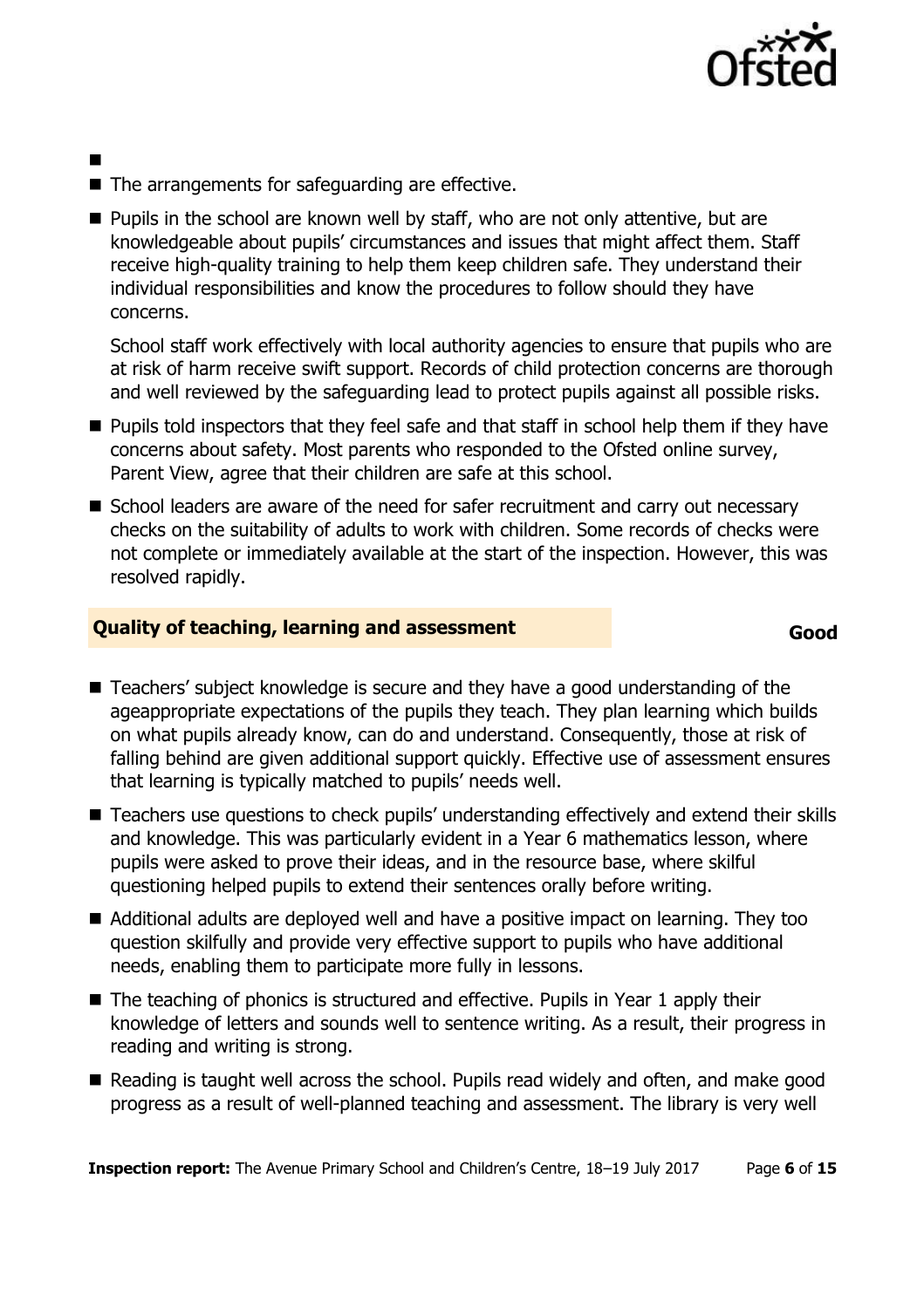- The arrangements for safeguarding are effective.
- Pupils in the school are known well by staff, who are not only attentive, but are knowledgeable about pupils' circumstances and issues that might affect them. Staff receive high-quality training to help them keep children safe. They understand their individual responsibilities and know the procedures to follow should they have concerns.

  School staff work effectively with local authority agencies to ensure that pupils who are at risk of harm receive swift support. Records of child protection concerns are thorough and well reviewed by the safeguarding lead to protect pupils against all possible risks.
- Pupils told inspectors that they feel safe and that staff in school help them if they have concerns about safety. Most parents who responded to the Ofsted online survey, Parent View, agree that their children are safe at this school.
- School leaders are aware of the need for safer recruitment and carry out necessary checks on the suitability of adults to work with children. Some records of checks were not complete or immediately available at the start of the inspection. However, this was resolved rapidly.

## Quality of teaching, learning and assessment — Good

- Teachers' subject knowledge is secure and they have a good understanding of the ageappropriate expectations of the pupils they teach. They plan learning which builds on what pupils already know, can do and understand. Consequently, those at risk of falling behind are given additional support quickly. Effective use of assessment ensures that learning is typically matched to pupils' needs well.
- Teachers use questions to check pupils' understanding effectively and extend their skills and knowledge. This was particularly evident in a Year 6 mathematics lesson, where pupils were asked to prove their ideas, and in the resource base, where skilful questioning helped pupils to extend their sentences orally before writing.
- Additional adults are deployed well and have a positive impact on learning. They too question skilfully and provide very effective support to pupils who have additional needs, enabling them to participate more fully in lessons.
- The teaching of phonics is structured and effective. Pupils in Year 1 apply their knowledge of letters and sounds well to sentence writing. As a result, their progress in reading and writing is strong.
- Reading is taught well across the school. Pupils read widely and often, and make good progress as a result of well-planned teaching and assessment. The library is very well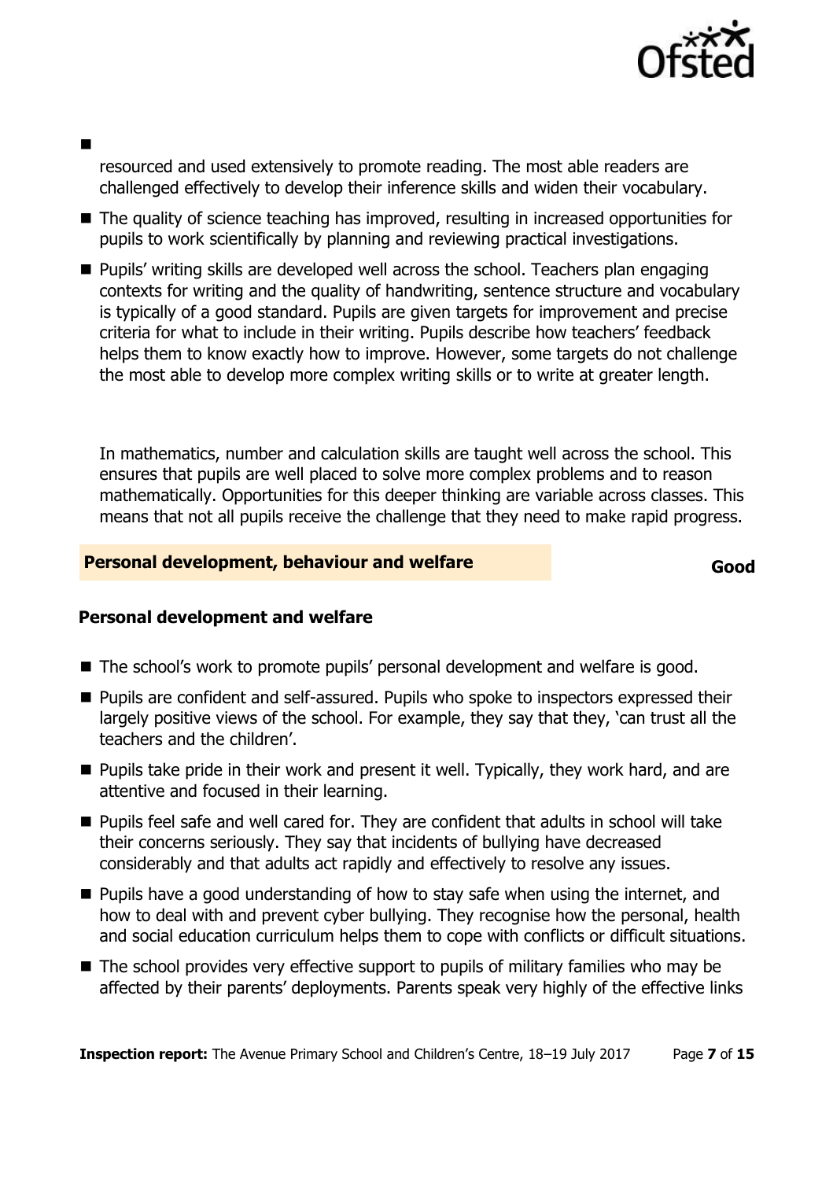- resourced and used extensively to promote reading. The most able readers are challenged effectively to develop their inference skills and widen their vocabulary.
- The quality of science teaching has improved, resulting in increased opportunities for pupils to work scientifically by planning and reviewing practical investigations.
- Pupils' writing skills are developed well across the school. Teachers plan engaging contexts for writing and the quality of handwriting, sentence structure and vocabulary is typically of a good standard. Pupils are given targets for improvement and precise criteria for what to include in their writing. Pupils describe how teachers' feedback helps them to know exactly how to improve. However, some targets do not challenge the most able to develop more complex writing skills or to write at greater length.

In mathematics, number and calculation skills are taught well across the school. This ensures that pupils are well placed to solve more complex problems and to reason mathematically. Opportunities for this deeper thinking are variable across classes. This means that not all pupils receive the challenge that they need to make rapid progress.

## Personal development, behaviour and welfare — Good

### Personal development and welfare

- The school's work to promote pupils' personal development and welfare is good.
- Pupils are confident and self-assured. Pupils who spoke to inspectors expressed their largely positive views of the school. For example, they say that they, 'can trust all the teachers and the children'.
- Pupils take pride in their work and present it well. Typically, they work hard, and are attentive and focused in their learning.
- Pupils feel safe and well cared for. They are confident that adults in school will take their concerns seriously. They say that incidents of bullying have decreased considerably and that adults act rapidly and effectively to resolve any issues.
- Pupils have a good understanding of how to stay safe when using the internet, and how to deal with and prevent cyber bullying. They recognise how the personal, health and social education curriculum helps them to cope with conflicts or difficult situations.
- The school provides very effective support to pupils of military families who may be affected by their parents' deployments. Parents speak very highly of the effective links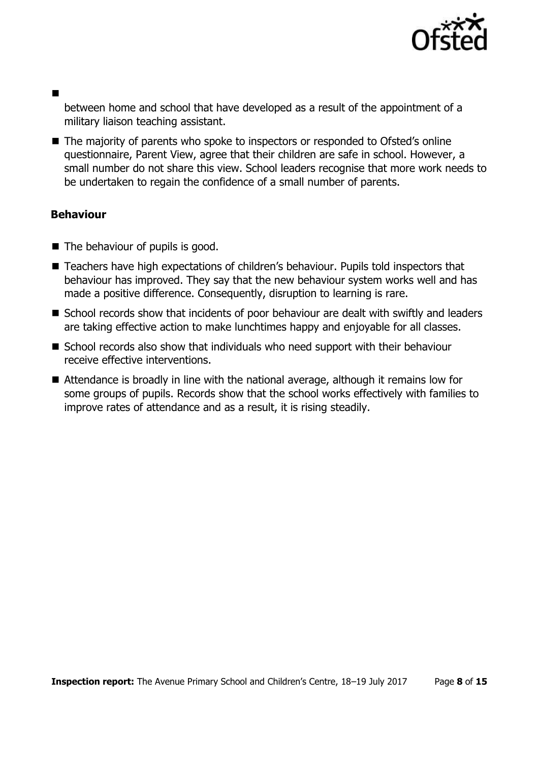- between home and school that have developed as a result of the appointment of a military liaison teaching assistant.
- The majority of parents who spoke to inspectors or responded to Ofsted's online questionnaire, Parent View, agree that their children are safe in school. However, a small number do not share this view. School leaders recognise that more work needs to be undertaken to regain the confidence of a small number of parents.

### Behaviour

- The behaviour of pupils is good.
- Teachers have high expectations of children's behaviour. Pupils told inspectors that behaviour has improved. They say that the new behaviour system works well and has made a positive difference. Consequently, disruption to learning is rare.
- School records show that incidents of poor behaviour are dealt with swiftly and leaders are taking effective action to make lunchtimes happy and enjoyable for all classes.
- School records also show that individuals who need support with their behaviour receive effective interventions.
- Attendance is broadly in line with the national average, although it remains low for some groups of pupils. Records show that the school works effectively with families to improve rates of attendance and as a result, it is rising steadily.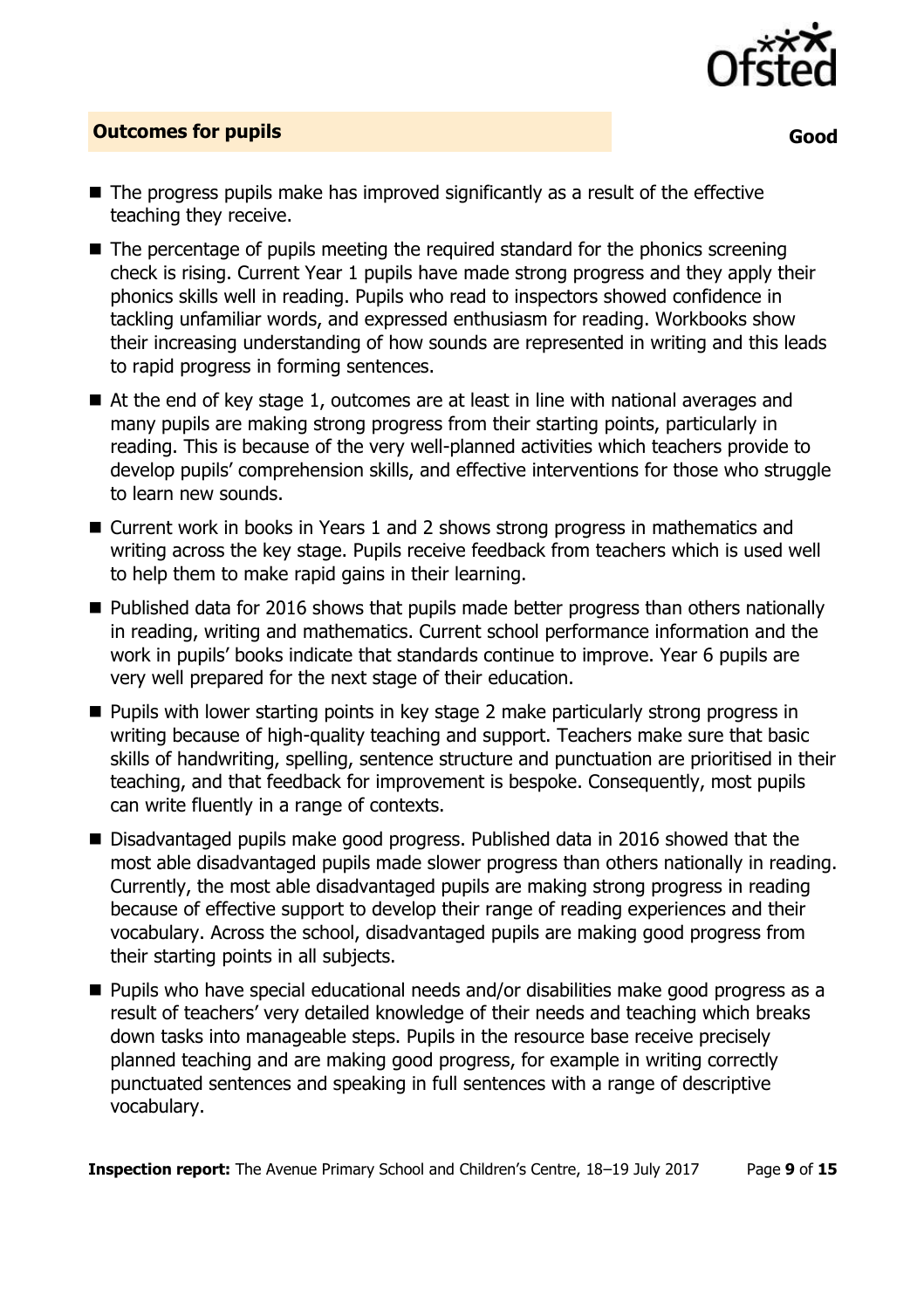## Outcomes for pupils **Good**

- The progress pupils make has improved significantly as a result of the effective teaching they receive.
- The percentage of pupils meeting the required standard for the phonics screening check is rising. Current Year 1 pupils have made strong progress and they apply their phonics skills well in reading. Pupils who read to inspectors showed confidence in tackling unfamiliar words, and expressed enthusiasm for reading. Workbooks show their increasing understanding of how sounds are represented in writing and this leads to rapid progress in forming sentences.
- At the end of key stage 1, outcomes are at least in line with national averages and many pupils are making strong progress from their starting points, particularly in reading. This is because of the very well-planned activities which teachers provide to develop pupils' comprehension skills, and effective interventions for those who struggle to learn new sounds.
- Current work in books in Years 1 and 2 shows strong progress in mathematics and writing across the key stage. Pupils receive feedback from teachers which is used well to help them to make rapid gains in their learning.
- Published data for 2016 shows that pupils made better progress than others nationally in reading, writing and mathematics. Current school performance information and the work in pupils' books indicate that standards continue to improve. Year 6 pupils are very well prepared for the next stage of their education.
- Pupils with lower starting points in key stage 2 make particularly strong progress in writing because of high-quality teaching and support. Teachers make sure that basic skills of handwriting, spelling, sentence structure and punctuation are prioritised in their teaching, and that feedback for improvement is bespoke. Consequently, most pupils can write fluently in a range of contexts.
- Disadvantaged pupils make good progress. Published data in 2016 showed that the most able disadvantaged pupils made slower progress than others nationally in reading. Currently, the most able disadvantaged pupils are making strong progress in reading because of effective support to develop their range of reading experiences and their vocabulary. Across the school, disadvantaged pupils are making good progress from their starting points in all subjects.
- Pupils who have special educational needs and/or disabilities make good progress as a result of teachers' very detailed knowledge of their needs and teaching which breaks down tasks into manageable steps. Pupils in the resource base receive precisely planned teaching and are making good progress, for example in writing correctly punctuated sentences and speaking in full sentences with a range of descriptive vocabulary.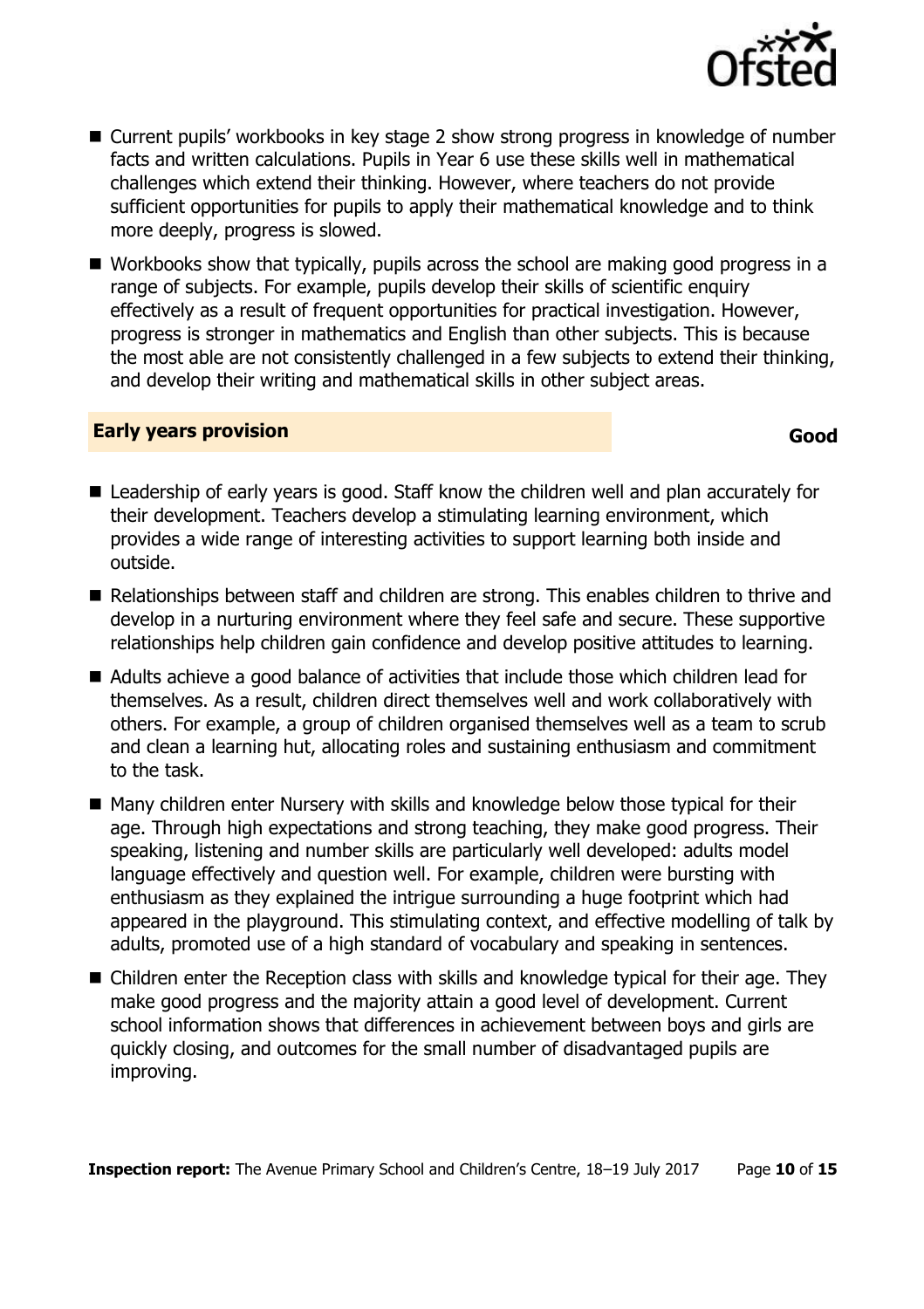- Current pupils' workbooks in key stage 2 show strong progress in knowledge of number facts and written calculations. Pupils in Year 6 use these skills well in mathematical challenges which extend their thinking. However, where teachers do not provide sufficient opportunities for pupils to apply their mathematical knowledge and to think more deeply, progress is slowed.
- Workbooks show that typically, pupils across the school are making good progress in a range of subjects. For example, pupils develop their skills of scientific enquiry effectively as a result of frequent opportunities for practical investigation. However, progress is stronger in mathematics and English than other subjects. This is because the most able are not consistently challenged in a few subjects to extend their thinking, and develop their writing and mathematical skills in other subject areas.

## Early years provision — Good

- Leadership of early years is good. Staff know the children well and plan accurately for their development. Teachers develop a stimulating learning environment, which provides a wide range of interesting activities to support learning both inside and outside.
- Relationships between staff and children are strong. This enables children to thrive and develop in a nurturing environment where they feel safe and secure. These supportive relationships help children gain confidence and develop positive attitudes to learning.
- Adults achieve a good balance of activities that include those which children lead for themselves. As a result, children direct themselves well and work collaboratively with others. For example, a group of children organised themselves well as a team to scrub and clean a learning hut, allocating roles and sustaining enthusiasm and commitment to the task.
- Many children enter Nursery with skills and knowledge below those typical for their age. Through high expectations and strong teaching, they make good progress. Their speaking, listening and number skills are particularly well developed: adults model language effectively and question well. For example, children were bursting with enthusiasm as they explained the intrigue surrounding a huge footprint which had appeared in the playground. This stimulating context, and effective modelling of talk by adults, promoted use of a high standard of vocabulary and speaking in sentences.
- Children enter the Reception class with skills and knowledge typical for their age. They make good progress and the majority attain a good level of development. Current school information shows that differences in achievement between boys and girls are quickly closing, and outcomes for the small number of disadvantaged pupils are improving.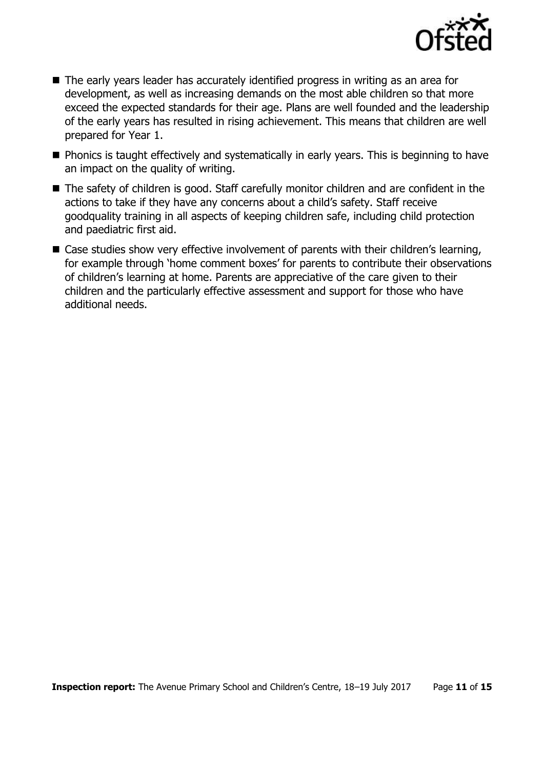- The early years leader has accurately identified progress in writing as an area for development, as well as increasing demands on the most able children so that more exceed the expected standards for their age. Plans are well founded and the leadership of the early years has resulted in rising achievement. This means that children are well prepared for Year 1.
- Phonics is taught effectively and systematically in early years. This is beginning to have an impact on the quality of writing.
- The safety of children is good. Staff carefully monitor children and are confident in the actions to take if they have any concerns about a child's safety. Staff receive goodquality training in all aspects of keeping children safe, including child protection and paediatric first aid.
- Case studies show very effective involvement of parents with their children's learning, for example through 'home comment boxes' for parents to contribute their observations of children's learning at home. Parents are appreciative of the care given to their children and the particularly effective assessment and support for those who have additional needs.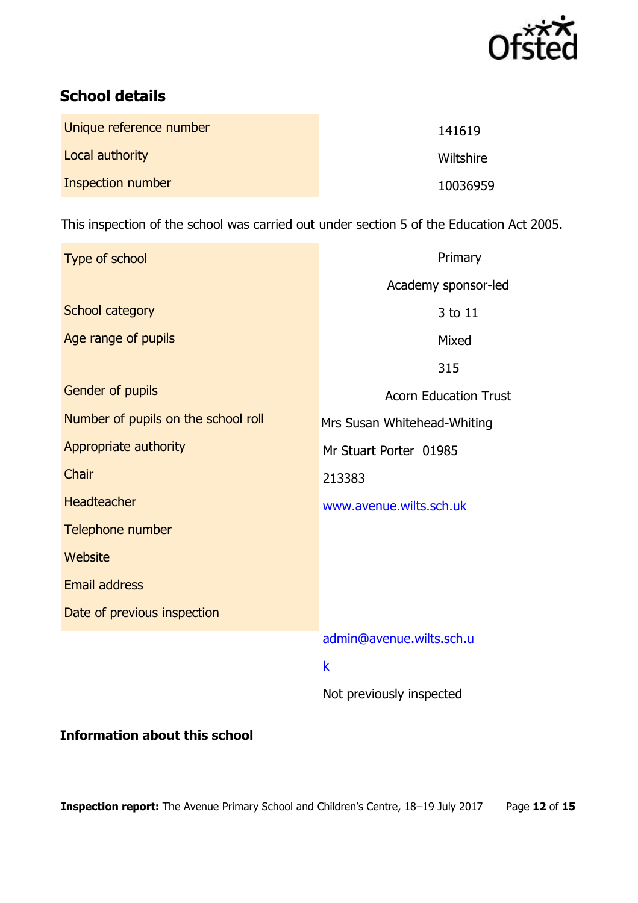## School details

| | |
|---|---|
| Unique reference number | 141619 |
| Local authority | Wiltshire |
| Inspection number | 10036959 |

This inspection of the school was carried out under section 5 of the Education Act 2005.

| | |
|---|---|
| Type of school | Primary |
| School category | Academy sponsor-led |
| Age range of pupils | 3 to 11 |
| Gender of pupils | Mixed |
| Number of pupils on the school roll | 315 |
| Appropriate authority | Acorn Education Trust |
| Chair | Mrs Susan Whitehead-Whiting |
| Headteacher | Mr Stuart Porter |
| Telephone number | 01985 213383 |
| Website | www.avenue.wilts.sch.uk |
| Email address | admin@avenue.wilts.sch.uk |
| Date of previous inspection | Not previously inspected |

## Information about this school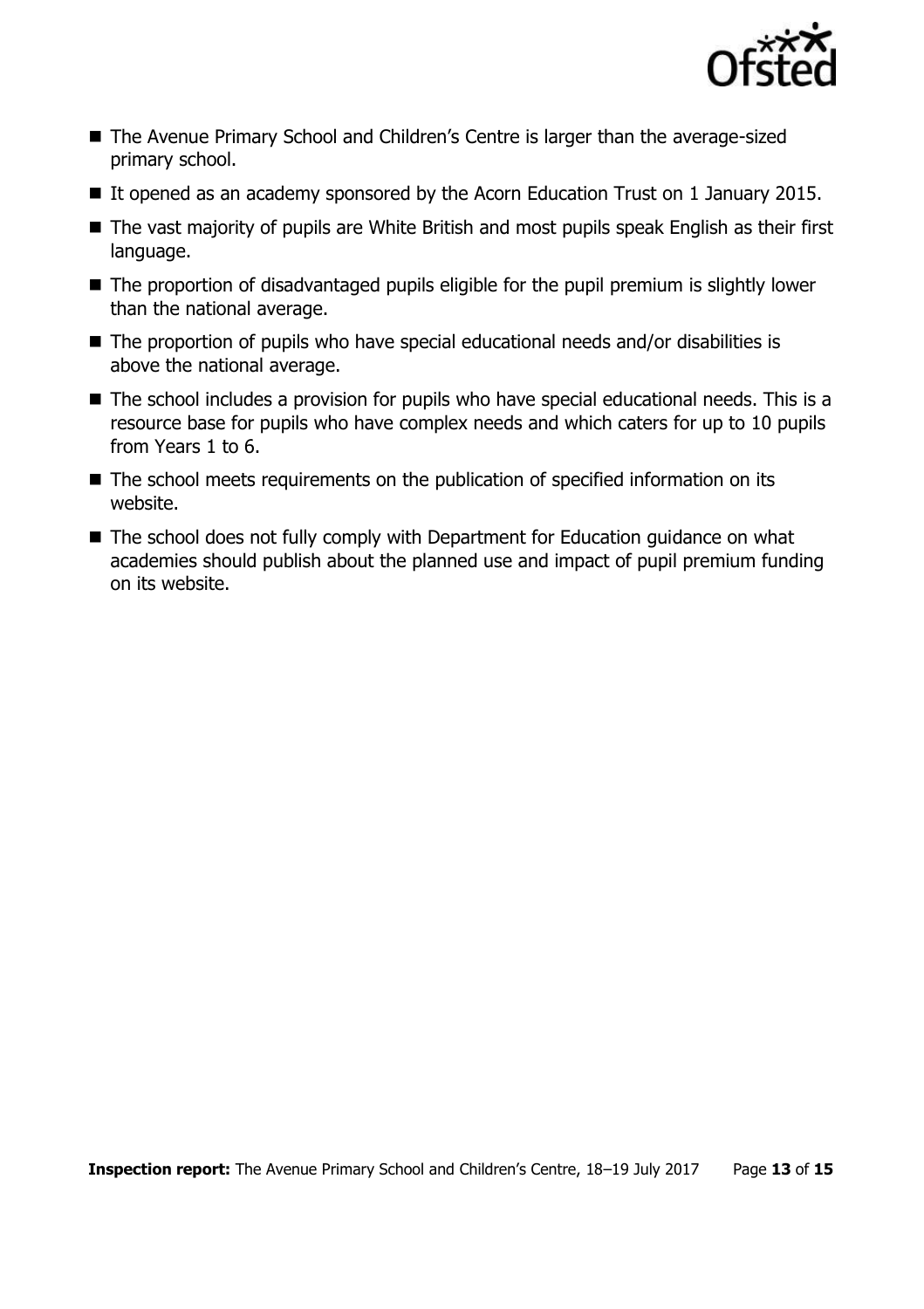- The Avenue Primary School and Children's Centre is larger than the average-sized primary school.
- It opened as an academy sponsored by the Acorn Education Trust on 1 January 2015.
- The vast majority of pupils are White British and most pupils speak English as their first language.
- The proportion of disadvantaged pupils eligible for the pupil premium is slightly lower than the national average.
- The proportion of pupils who have special educational needs and/or disabilities is above the national average.
- The school includes a provision for pupils who have special educational needs. This is a resource base for pupils who have complex needs and which caters for up to 10 pupils from Years 1 to 6.
- The school meets requirements on the publication of specified information on its website.
- The school does not fully comply with Department for Education guidance on what academies should publish about the planned use and impact of pupil premium funding on its website.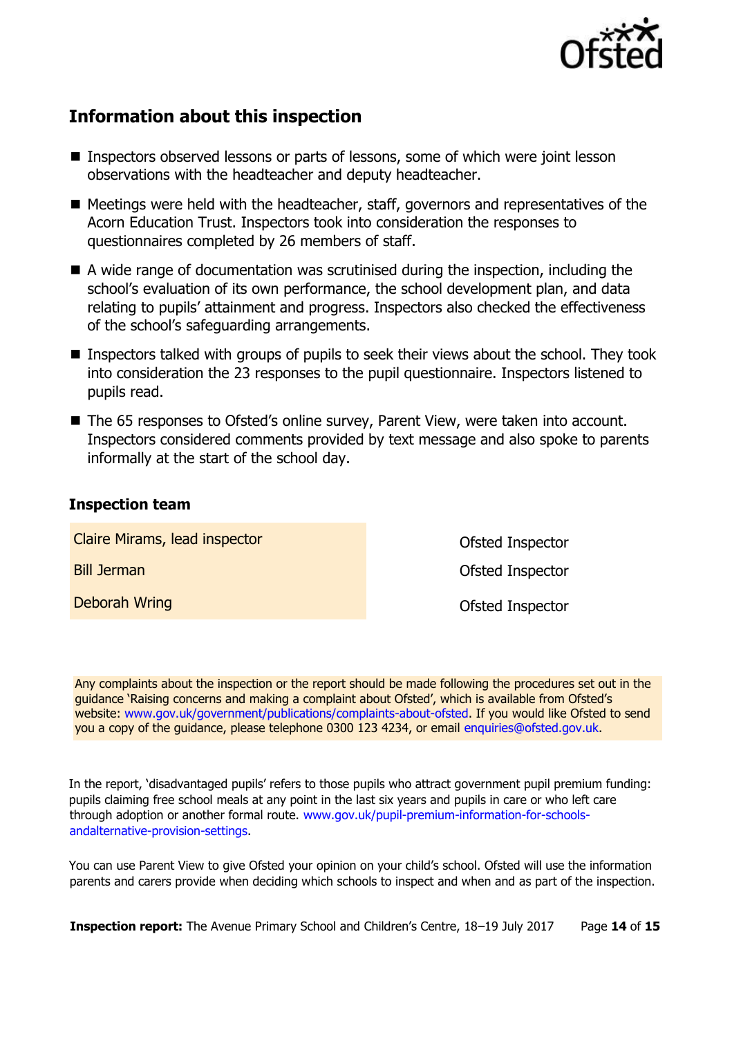## Information about this inspection

- Inspectors observed lessons or parts of lessons, some of which were joint lesson observations with the headteacher and deputy headteacher.
- Meetings were held with the headteacher, staff, governors and representatives of the Acorn Education Trust. Inspectors took into consideration the responses to questionnaires completed by 26 members of staff.
- A wide range of documentation was scrutinised during the inspection, including the school's evaluation of its own performance, the school development plan, and data relating to pupils' attainment and progress. Inspectors also checked the effectiveness of the school's safeguarding arrangements.
- Inspectors talked with groups of pupils to seek their views about the school. They took into consideration the 23 responses to the pupil questionnaire. Inspectors listened to pupils read.
- The 65 responses to Ofsted's online survey, Parent View, were taken into account. Inspectors considered comments provided by text message and also spoke to parents informally at the start of the school day.

### Inspection team

| | |
|---|---|
| Claire Mirams, lead inspector | Ofsted Inspector |
| Bill Jerman | Ofsted Inspector |
| Deborah Wring | Ofsted Inspector |

Any complaints about the inspection or the report should be made following the procedures set out in the guidance 'Raising concerns and making a complaint about Ofsted', which is available from Ofsted's website: www.gov.uk/government/publications/complaints-about-ofsted. If you would like Ofsted to send you a copy of the guidance, please telephone 0300 123 4234, or email enquiries@ofsted.gov.uk.

In the report, 'disadvantaged pupils' refers to those pupils who attract government pupil premium funding: pupils claiming free school meals at any point in the last six years and pupils in care or who left care through adoption or another formal route. www.gov.uk/pupil-premium-information-for-schools-andalternative-provision-settings.

You can use Parent View to give Ofsted your opinion on your child's school. Ofsted will use the information parents and carers provide when deciding which schools to inspect and when and as part of the inspection.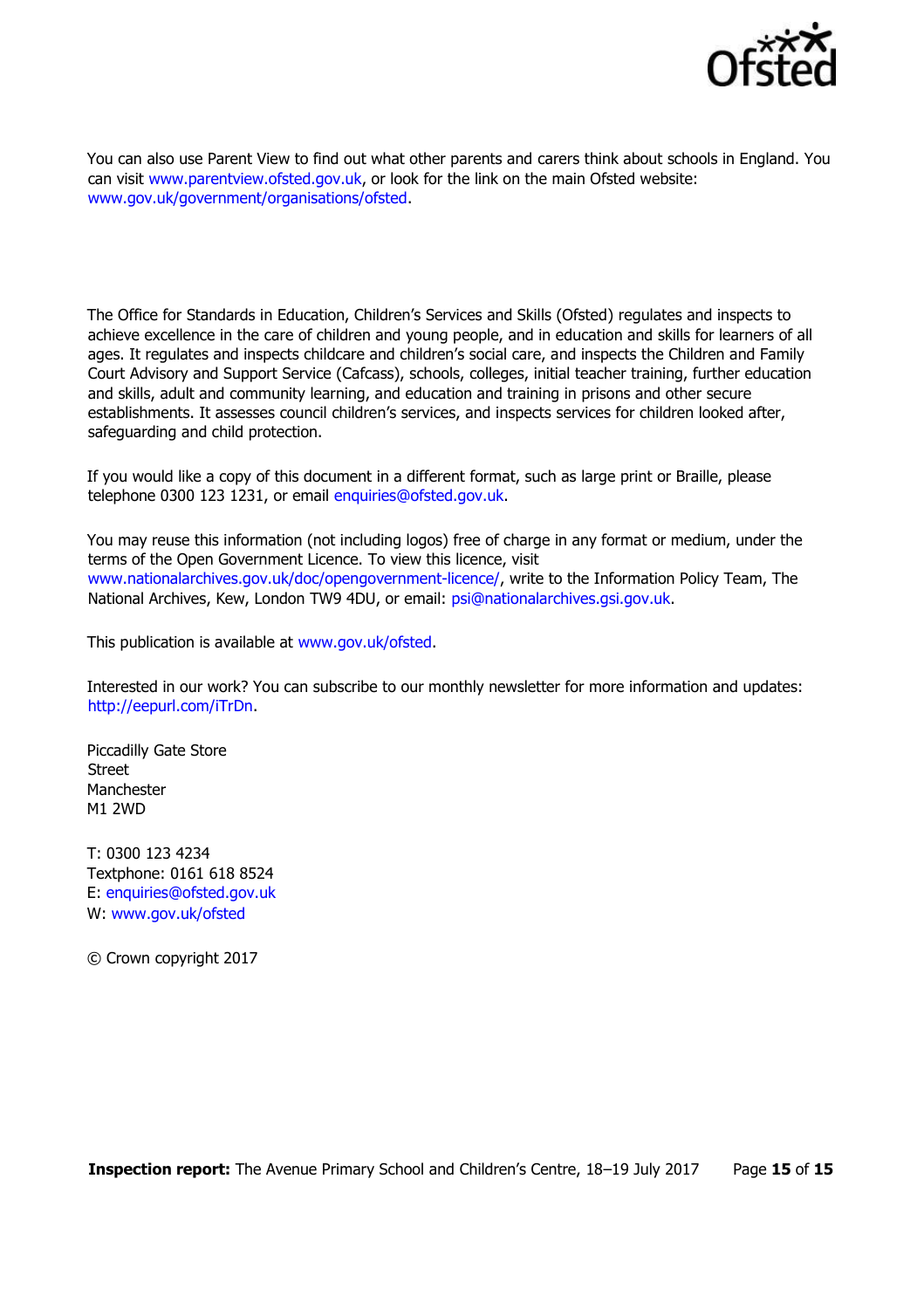You can also use Parent View to find out what other parents and carers think about schools in England. You can visit www.parentview.ofsted.gov.uk, or look for the link on the main Ofsted website: www.gov.uk/government/organisations/ofsted.

The Office for Standards in Education, Children's Services and Skills (Ofsted) regulates and inspects to achieve excellence in the care of children and young people, and in education and skills for learners of all ages. It regulates and inspects childcare and children's social care, and inspects the Children and Family Court Advisory and Support Service (Cafcass), schools, colleges, initial teacher training, further education and skills, adult and community learning, and education and training in prisons and other secure establishments. It assesses council children's services, and inspects services for children looked after, safeguarding and child protection.

If you would like a copy of this document in a different format, such as large print or Braille, please telephone 0300 123 1231, or email enquiries@ofsted.gov.uk.

You may reuse this information (not including logos) free of charge in any format or medium, under the terms of the Open Government Licence. To view this licence, visit www.nationalarchives.gov.uk/doc/opengovernment-licence/, write to the Information Policy Team, The National Archives, Kew, London TW9 4DU, or email: psi@nationalarchives.gsi.gov.uk.

This publication is available at www.gov.uk/ofsted.

Interested in our work? You can subscribe to our monthly newsletter for more information and updates: http://eepurl.com/iTrDn.

Piccadilly Gate Store  
Street  
Manchester  
M1 2WD

T: 0300 123 4234  
Textphone: 0161 618 8524  
E: enquiries@ofsted.gov.uk  
W: www.gov.uk/ofsted

© Crown copyright 2017